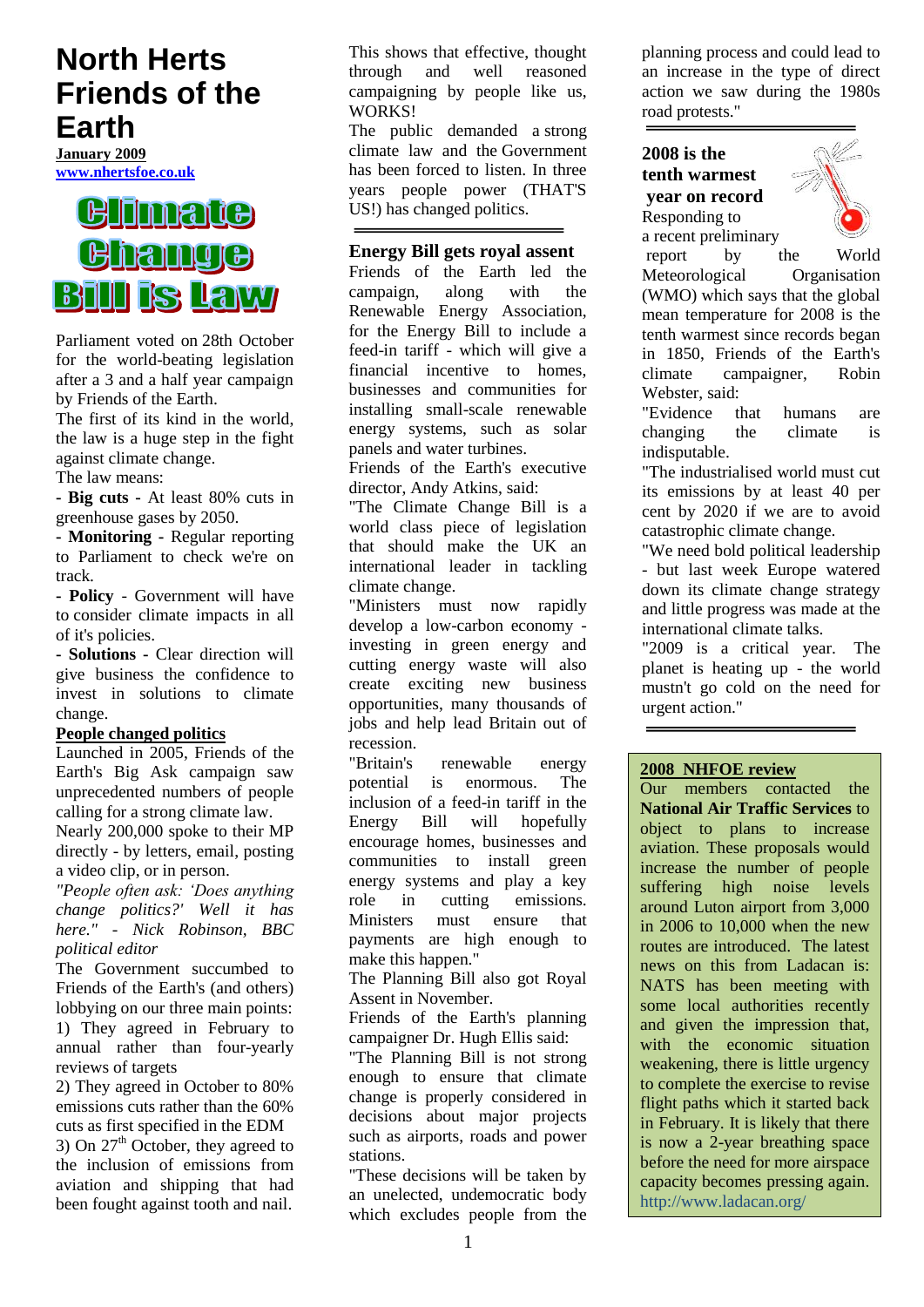# North Herts Friends of the Earth

**January 2009**
**www.nhertsfoe.co.uk**

# Climate Change Bill is Law

Parliament voted on 28th October for the world-beating legislation after a 3 and a half year campaign by Friends of the Earth.

The first of its kind in the world, the law is a huge step in the fight against climate change.

The law means:

- **Big cuts** - At least 80% cuts in greenhouse gases by 2050.
- **Monitoring** - Regular reporting to Parliament to check we're on track.
- **Policy** - Government will have to consider climate impacts in all of it's policies.
- **Solutions** - Clear direction will give business the confidence to invest in solutions to climate change.

## People changed politics

Launched in 2005, Friends of the Earth's Big Ask campaign saw unprecedented numbers of people calling for a strong climate law.

Nearly 200,000 spoke to their MP directly - by letters, email, posting a video clip, or in person.

*"People often ask: 'Does anything change politics?' Well it has here." - Nick Robinson, BBC political editor*

The Government succumbed to Friends of the Earth's (and others) lobbying on our three main points:

1) They agreed in February to annual rather than four-yearly reviews of targets

2) They agreed in October to 80% emissions cuts rather than the 60% cuts as first specified in the EDM

3) On 27th October, they agreed to the inclusion of emissions from aviation and shipping that had been fought against tooth and nail.

This shows that effective, thought through and well reasoned campaigning by people like us, WORKS!

The public demanded a strong climate law and the Government has been forced to listen. In three years people power (THAT'S US!) has changed politics.

## Energy Bill gets royal assent

Friends of the Earth led the campaign, along with the Renewable Energy Association, for the Energy Bill to include a feed-in tariff - which will give a financial incentive to homes, businesses and communities for installing small-scale renewable energy systems, such as solar panels and water turbines.

Friends of the Earth's executive director, Andy Atkins, said:

"The Climate Change Bill is a world class piece of legislation that should make the UK an international leader in tackling climate change.

"Ministers must now rapidly develop a low-carbon economy - investing in green energy and cutting energy waste will also create exciting new business opportunities, many thousands of jobs and help lead Britain out of recession.

"Britain's renewable energy potential is enormous. The inclusion of a feed-in tariff in the Energy Bill will hopefully encourage homes, businesses and communities to install green energy systems and play a key role in cutting emissions. Ministers must ensure that payments are high enough to make this happen."

The Planning Bill also got Royal Assent in November.

Friends of the Earth's planning campaigner Dr. Hugh Ellis said:

"The Planning Bill is not strong enough to ensure that climate change is properly considered in decisions about major projects such as airports, roads and power stations.

"These decisions will be taken by an unelected, undemocratic body which excludes people from the planning process and could lead to an increase in the type of direct action we saw during the 1980s road protests."

## 2008 is the tenth warmest year on record

Responding to a recent preliminary report by the World Meteorological Organisation (WMO) which says that the global mean temperature for 2008 is the tenth warmest since records began in 1850, Friends of the Earth's climate campaigner, Robin Webster, said:

"Evidence that humans are changing the climate is indisputable.

"The industrialised world must cut its emissions by at least 40 per cent by 2020 if we are to avoid catastrophic climate change.

"We need bold political leadership - but last week Europe watered down its climate change strategy and little progress was made at the international climate talks.

"2009 is a critical year. The planet is heating up - the world mustn't go cold on the need for urgent action."

## 2008 NHFOE review

Our members contacted the **National Air Traffic Services** to object to plans to increase aviation. These proposals would increase the number of people suffering high noise levels around Luton airport from 3,000 in 2006 to 10,000 when the new routes are introduced. The latest news on this from Ladacan is: NATS has been meeting with some local authorities recently and given the impression that, with the economic situation weakening, there is little urgency to complete the exercise to revise flight paths which it started back in February. It is likely that there is now a 2-year breathing space before the need for more airspace capacity becomes pressing again.

http://www.ladacan.org/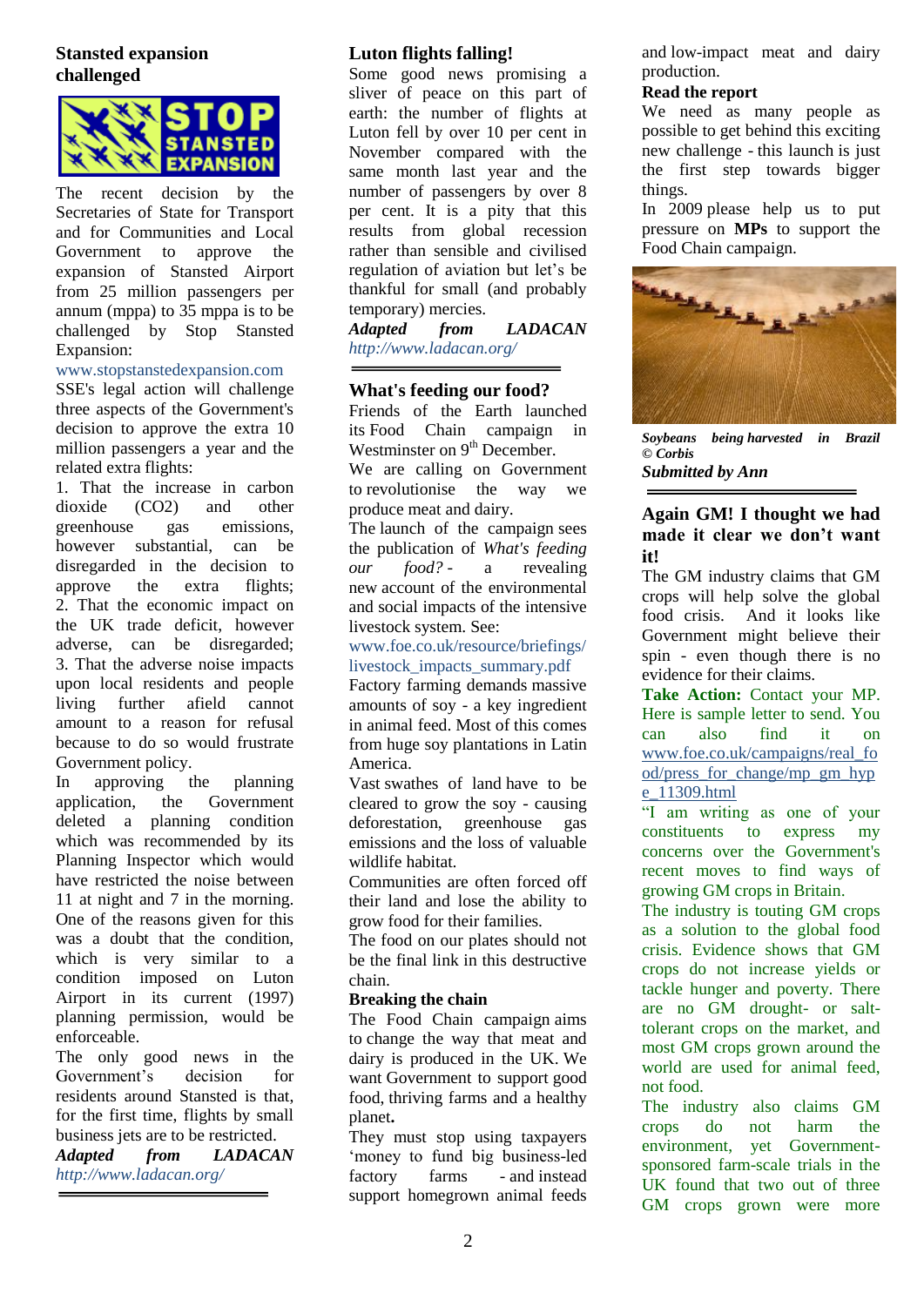## Stansted expansion challenged

The recent decision by the Secretaries of State for Transport and for Communities and Local Government to approve the expansion of Stansted Airport from 25 million passengers per annum (mppa) to 35 mppa is to be challenged by Stop Stansted Expansion:

www.stopstanstedexpansion.com

SSE's legal action will challenge three aspects of the Government's decision to approve the extra 10 million passengers a year and the related extra flights:

1. That the increase in carbon dioxide ($CO_2$) and other greenhouse gas emissions, however substantial, can be disregarded in the decision to approve the extra flights;
2. That the economic impact on the UK trade deficit, however adverse, can be disregarded;
3. That the adverse noise impacts upon local residents and people living further afield cannot amount to a reason for refusal because to do so would frustrate Government policy.

In approving the planning application, the Government deleted a planning condition which was recommended by its Planning Inspector which would have restricted the noise between 11 at night and 7 in the morning. One of the reasons given for this was a doubt that the condition, which is very similar to a condition imposed on Luton Airport in its current (1997) planning permission, would be enforceable.

The only good news in the Government's decision for residents around Stansted is that, for the first time, flights by small business jets are to be restricted.

***Adapted from LADACAN*** *http://www.ladacan.org/*

## Luton flights falling!

Some good news promising a sliver of peace on this part of earth: the number of flights at Luton fell by over 10 per cent in November compared with the same month last year and the number of passengers by over 8 per cent. It is a pity that this results from global recession rather than sensible and civilised regulation of aviation but let's be thankful for small (and probably temporary) mercies.

***Adapted from LADACAN*** *http://www.ladacan.org/*

## What's feeding our food?

Friends of the Earth launched its Food Chain campaign in Westminster on 9th December.

We are calling on Government to revolutionise the way we produce meat and dairy.

The launch of the campaign sees the publication of *What's feeding our food?* - a revealing new account of the environmental and social impacts of the intensive livestock system. See:

www.foe.co.uk/resource/briefings/livestock_impacts_summary.pdf

Factory farming demands massive amounts of soy - a key ingredient in animal feed. Most of this comes from huge soy plantations in Latin America.

Vast swathes of land have to be cleared to grow the soy - causing deforestation, greenhouse gas emissions and the loss of valuable wildlife habitat.

Communities are often forced off their land and lose the ability to grow food for their families.

The food on our plates should not be the final link in this destructive chain.

**Breaking the chain**

The Food Chain campaign aims to change the way that meat and dairy is produced in the UK. We want Government to support good food, thriving farms and a healthy planet.

They must stop using taxpayers 'money to fund big business-led factory farms - and instead support homegrown animal feeds and low-impact meat and dairy production.

**Read the report**

We need as many people as possible to get behind this exciting new challenge - this launch is just the first step towards bigger things.

In 2009 please help us to put pressure on **MPs** to support the Food Chain campaign.

***Soybeans being harvested in Brazil © Corbis***

***Submitted by Ann***

## Again GM! I thought we had made it clear we don't want it!

The GM industry claims that GM crops will help solve the global food crisis. And it looks like Government might believe their spin - even though there is no evidence for their claims.

**Take Action:** Contact your MP. Here is sample letter to send. You can also find it on www.foe.co.uk/campaigns/real_food/press_for_change/mp_gm_hype_11309.html

"I am writing as one of your constituents to express my concerns over the Government's recent moves to find ways of growing GM crops in Britain.

The industry is touting GM crops as a solution to the global food crisis. Evidence shows that GM crops do not increase yields or tackle hunger and poverty. There are no GM drought- or salt-tolerant crops on the market, and most GM crops grown around the world are used for animal feed, not food.

The industry also claims GM crops do not harm the environment, yet Government-sponsored farm-scale trials in the UK found that two out of three GM crops grown were more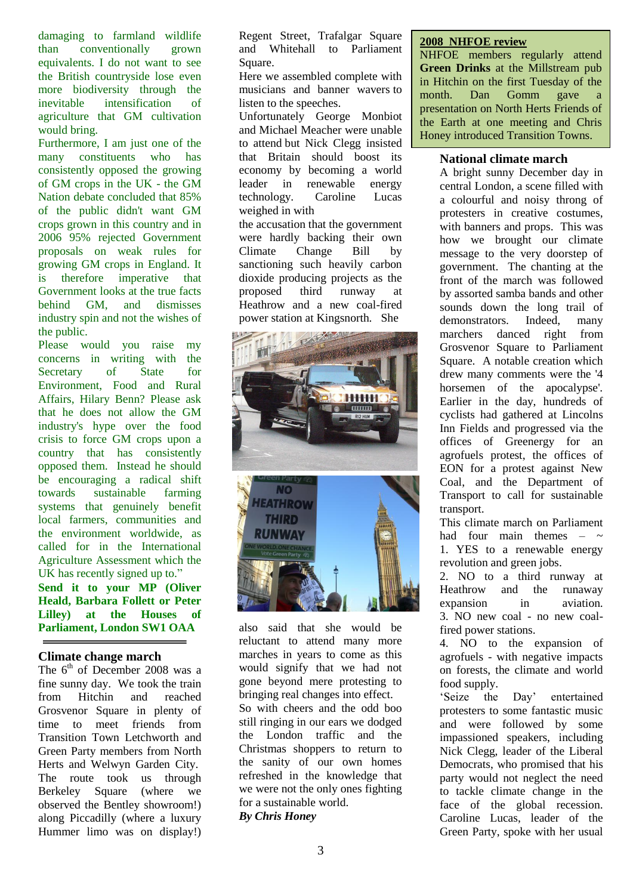damaging to farmland wildlife than conventionally grown equivalents. I do not want to see the British countryside lose even more biodiversity through the inevitable intensification of agriculture that GM cultivation would bring.

Furthermore, I am just one of the many constituents who has consistently opposed the growing of GM crops in the UK - the GM Nation debate concluded that 85% of the public didn't want GM crops grown in this country and in 2006 95% rejected Government proposals on weak rules for growing GM crops in England. It is therefore imperative that Government looks at the true facts behind GM, and dismisses industry spin and not the wishes of the public.

Please would you raise my concerns in writing with the Secretary of State for Environment, Food and Rural Affairs, Hilary Benn? Please ask that he does not allow the GM industry's hype over the food crisis to force GM crops upon a country that has consistently opposed them. Instead he should be encouraging a radical shift towards sustainable farming systems that genuinely benefit local farmers, communities and the environment worldwide, as called for in the International Agriculture Assessment which the UK has recently signed up to."

**Send it to your MP (Oliver Heald, Barbara Follett or Peter Lilley) at the Houses of Parliament, London SW1 OAA**

---

## Climate change march

The 6th of December 2008 was a fine sunny day. We took the train from Hitchin and reached Grosvenor Square in plenty of time to meet friends from Transition Town Letchworth and Green Party members from North Herts and Welwyn Garden City. The route took us through Berkeley Square (where we observed the Bentley showroom!) along Piccadilly (where a luxury Hummer limo was on display!) Regent Street, Trafalgar Square and Whitehall to Parliament Square.

Here we assembled complete with musicians and banner wavers to listen to the speeches.

Unfortunately George Monbiot and Michael Meacher were unable to attend but Nick Clegg insisted that Britain should boost its economy by becoming a world leader in renewable energy technology. Caroline Lucas weighed in with the accusation that the government were hardly backing their own Climate Change Bill by sanctioning such heavily carbon dioxide producing projects as the proposed third runway at Heathrow and a new coal-fired power station at Kingsnorth. She also said that she would be reluctant to attend many more marches in years to come as this would signify that we had not gone beyond mere protesting to bringing real changes into effect.

So with cheers and the odd boo still ringing in our ears we dodged the London traffic and the Christmas shoppers to return to the sanity of our own homes refreshed in the knowledge that we were not the only ones fighting for a sustainable world.

***By Chris Honey***

---

**2008 NHFOE review**

NHFOE members regularly attend **Green Drinks** at the Millstream pub in Hitchin on the first Tuesday of the month. Dan Gomm gave a presentation on North Herts Friends of the Earth at one meeting and Chris Honey introduced Transition Towns.

---

## National climate march

A bright sunny December day in central London, a scene filled with a colourful and noisy throng of protesters in creative costumes, with banners and props. This was how we brought our climate message to the very doorstep of government. The chanting at the front of the march was followed by assorted samba bands and other sounds down the long trail of demonstrators. Indeed, many marchers danced right from Grosvenor Square to Parliament Square. A notable creation which drew many comments were the '4 horsemen of the apocalypse'.

Earlier in the day, hundreds of cyclists had gathered at Lincolns Inn Fields and progressed via the offices of Greenergy for an agrofuels protest, the offices of EON for a protest against New Coal, and the Department of Transport to call for sustainable transport.

This climate march on Parliament had four main themes – ~

1. YES to a renewable energy revolution and green jobs.
2. NO to a third runway at Heathrow and the runaway expansion in aviation.
3. NO new coal - no new coal-fired power stations.
4. NO to the expansion of agrofuels - with negative impacts on forests, the climate and world food supply.

'Seize the Day' entertained protesters to some fantastic music and were followed by some impassioned speakers, including Nick Clegg, leader of the Liberal Democrats, who promised that his party would not neglect the need to tackle climate change in the face of the global recession. Caroline Lucas, leader of the Green Party, spoke with her usual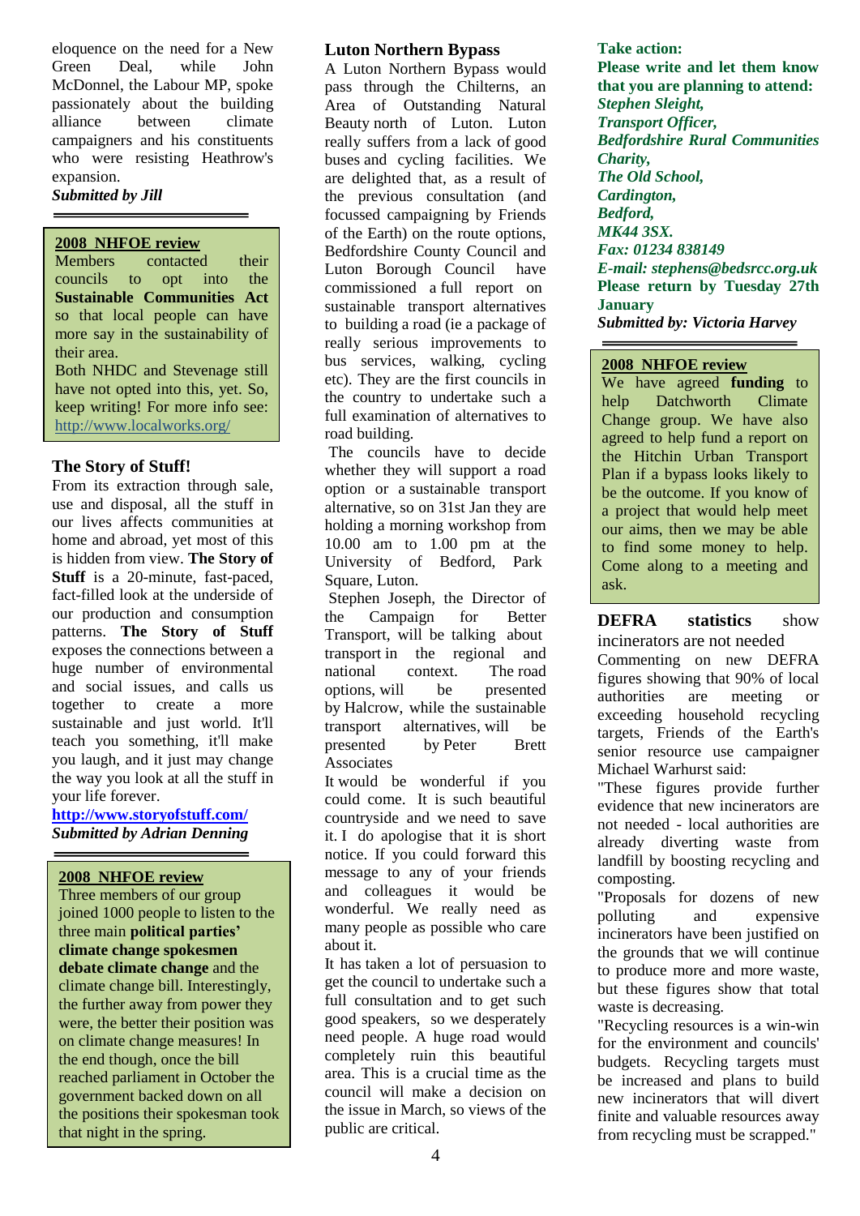eloquence on the need for a New Green Deal, while John McDonnel, the Labour MP, spoke passionately about the building alliance between climate campaigners and his constituents who were resisting Heathrow's expansion.

***Submitted by Jill***

---

**2008 NHFOE review**

Members contacted their councils to opt into the **Sustainable Communities Act** so that local people can have more say in the sustainability of their area.

Both NHDC and Stevenage still have not opted into this, yet. So, keep writing! For more info see: http://www.localworks.org/

### The Story of Stuff!

From its extraction through sale, use and disposal, all the stuff in our lives affects communities at home and abroad, yet most of this is hidden from view. **The Story of Stuff** is a 20-minute, fast-paced, fact-filled look at the underside of our production and consumption patterns. **The Story of Stuff** exposes the connections between a huge number of environmental and social issues, and calls us together to create a more sustainable and just world. It'll teach you something, it'll make you laugh, and it just may change the way you look at all the stuff in your life forever.

**http://www.storyofstuff.com/**

***Submitted by Adrian Denning***

---

**2008 NHFOE review**

Three members of our group joined 1000 people to listen to the three main **political parties' climate change spokesmen debate climate change** and the climate change bill. Interestingly, the further away from power they were, the better their position was on climate change measures! In the end though, once the bill reached parliament in October the government backed down on all the positions their spokesman took that night in the spring.

### Luton Northern Bypass

A Luton Northern Bypass would pass through the Chilterns, an Area of Outstanding Natural Beauty north of Luton. Luton really suffers from a lack of good buses and cycling facilities. We are delighted that, as a result of the previous consultation (and focussed campaigning by Friends of the Earth) on the route options, Bedfordshire County Council and Luton Borough Council have commissioned a full report on sustainable transport alternatives to building a road (ie a package of really serious improvements to bus services, walking, cycling etc). They are the first councils in the country to undertake such a full examination of alternatives to road building.

The councils have to decide whether they will support a road option or a sustainable transport alternative, so on 31st Jan they are holding a morning workshop from 10.00 am to 1.00 pm at the University of Bedford, Park Square, Luton.

Stephen Joseph, the Director of the Campaign for Better Transport, will be talking about transport in the regional and national context. The road options, will be presented by Halcrow, while the sustainable transport alternatives, will be presented by Peter Brett Associates

It would be wonderful if you could come. It is such beautiful countryside and we need to save it. I do apologise that it is short notice. If you could forward this message to any of your friends and colleagues it would be wonderful. We really need as many people as possible who care about it.

It has taken a lot of persuasion to get the council to undertake such a full consultation and to get such good speakers, so we desperately need people. A huge road would completely ruin this beautiful area. This is a crucial time as the council will make a decision on the issue in March, so views of the public are critical.

**Take action:**
**Please write and let them know that you are planning to attend:**
***Stephen Sleight,***
***Transport Officer,***
***Bedfordshire Rural Communities Charity,***
***The Old School,***
***Cardington,***
***Bedford,***
***MK44 3SX.***
***Fax: 01234 838149***
***E-mail: stephens@bedsrcc.org.uk***
**Please return by Tuesday 27th January**

***Submitted by: Victoria Harvey***

---

**2008 NHFOE review**

We have agreed **funding** to help Datchworth Climate Change group. We have also agreed to help fund a report on the Hitchin Urban Transport Plan if a bypass looks likely to be the outcome. If you know of a project that would help meet our aims, then we may be able to find some money to help. Come along to a meeting and ask.

### DEFRA statistics show incinerators are not needed

Commenting on new DEFRA figures showing that 90% of local authorities are meeting or exceeding household recycling targets, Friends of the Earth's senior resource use campaigner Michael Warhurst said:

"These figures provide further evidence that new incinerators are not needed - local authorities are already diverting waste from landfill by boosting recycling and composting.

"Proposals for dozens of new polluting and expensive incinerators have been justified on the grounds that we will continue to produce more and more waste, but these figures show that total waste is decreasing.

"Recycling resources is a win-win for the environment and councils' budgets. Recycling targets must be increased and plans to build new incinerators that will divert finite and valuable resources away from recycling must be scrapped."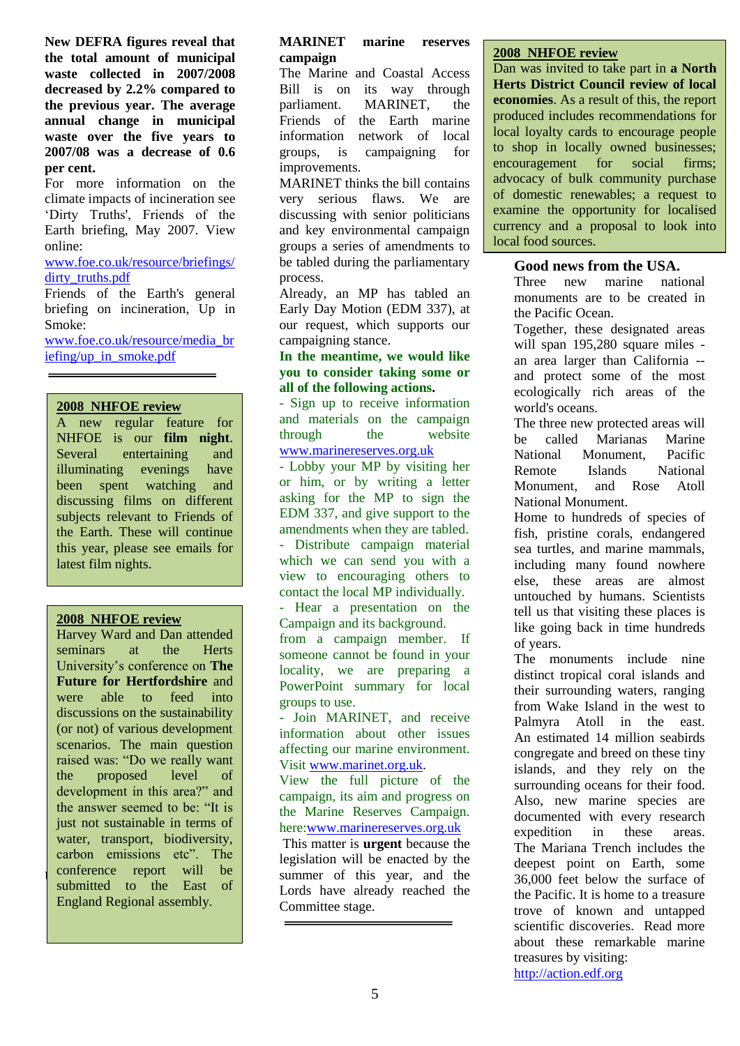**New DEFRA figures reveal that the total amount of municipal waste collected in 2007/2008 decreased by 2.2% compared to the previous year. The average annual change in municipal waste over the five years to 2007/08 was a decrease of 0.6 per cent.**

For more information on the climate impacts of incineration see 'Dirty Truths', Friends of the Earth briefing, May 2007. View online:
www.foe.co.uk/resource/briefings/dirty_truths.pdf

Friends of the Earth's general briefing on incineration, Up in Smoke:
www.foe.co.uk/resource/media_briefing/up_in_smoke.pdf

---

## 2008 NHFOE review

A new regular feature for NHFOE is our **film night**. Several entertaining and illuminating evenings have been spent watching and discussing films on different subjects relevant to Friends of the Earth. These will continue this year, please see emails for latest film nights.

## 2008 NHFOE review

Harvey Ward and Dan attended seminars at the Herts University's conference on **The Future for Hertfordshire** and were able to feed into discussions on the sustainability (or not) of various development scenarios. The main question raised was: "Do we really want the proposed level of development in this area?" and the answer seemed to be: "It is just not sustainable in terms of water, transport, biodiversity, carbon emissions etc". The conference report will be submitted to the East of England Regional assembly.

## MARINET marine reserves campaign

The Marine and Coastal Access Bill is on its way through parliament. MARINET, the Friends of the Earth marine information network of local groups, is campaigning for improvements.

MARINET thinks the bill contains very serious flaws. We are discussing with senior politicians and key environmental campaign groups a series of amendments to be tabled during the parliamentary process.

Already, an MP has tabled an Early Day Motion (EDM 337), at our request, which supports our campaigning stance.

**In the meantime, we would like you to consider taking some or all of the following actions.**

- Sign up to receive information and materials on the campaign through the website www.marinereserves.org.uk
- Lobby your MP by visiting her or him, or by writing a letter asking for the MP to sign the EDM 337, and give support to the amendments when they are tabled.
- Distribute campaign material which we can send you with a view to encouraging others to contact the local MP individually.
- Hear a presentation on the Campaign and its background. from a campaign member. If someone cannot be found in your locality, we are preparing a PowerPoint summary for local groups to use.
- Join MARINET, and receive information about other issues affecting our marine environment. Visit www.marinet.org.uk.

View the full picture of the campaign, its aim and progress on the Marine Reserves Campaign. here:www.marinereserves.org.uk

This matter is **urgent** because the legislation will be enacted by the summer of this year, and the Lords have already reached the Committee stage.

---

## 2008 NHFOE review

Dan was invited to take part in **a North Herts District Council review of local economies**. As a result of this, the report produced includes recommendations for local loyalty cards to encourage people to shop in locally owned businesses; encouragement for social firms; advocacy of bulk community purchase of domestic renewables; a request to examine the opportunity for localised currency and a proposal to look into local food sources.

## Good news from the USA.

Three new marine national monuments are to be created in the Pacific Ocean.

Together, these designated areas will span 195,280 square miles - an area larger than California -- and protect some of the most ecologically rich areas of the world's oceans.

The three new protected areas will be called Marianas Marine National Monument, Pacific Remote Islands National Monument, and Rose Atoll National Monument.

Home to hundreds of species of fish, pristine corals, endangered sea turtles, and marine mammals, including many found nowhere else, these areas are almost untouched by humans. Scientists tell us that visiting these places is like going back in time hundreds of years.

The monuments include nine distinct tropical coral islands and their surrounding waters, ranging from Wake Island in the west to Palmyra Atoll in the east. An estimated 14 million seabirds congregate and breed on these tiny islands, and they rely on the surrounding oceans for their food. Also, new marine species are documented with every research expedition in these areas. The Mariana Trench includes the deepest point on Earth, some 36,000 feet below the surface of the Pacific. It is home to a treasure trove of known and untapped scientific discoveries. Read more about these remarkable marine treasures by visiting:
http://action.edf.org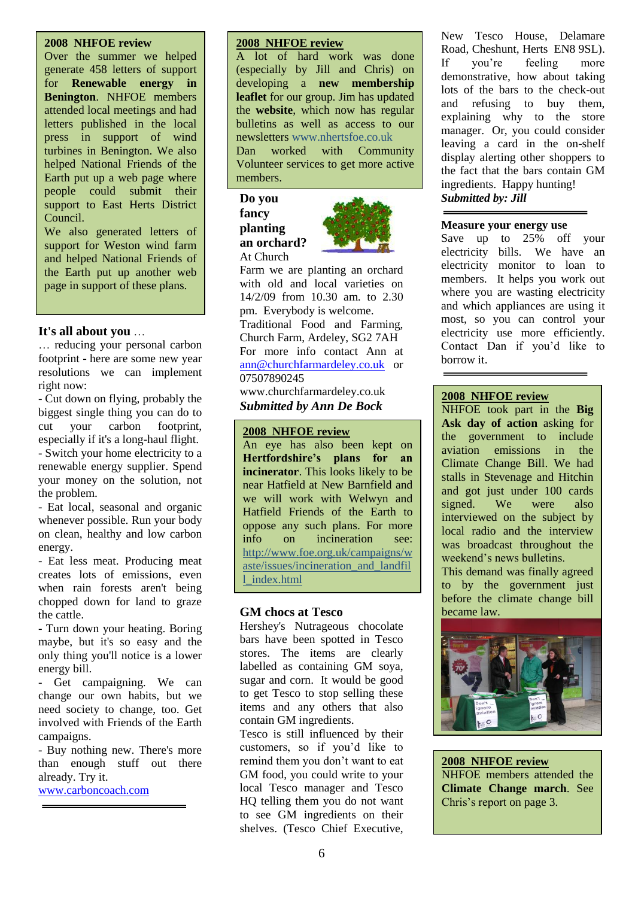## 2008 NHFOE review

Over the summer we helped generate 458 letters of support for **Renewable energy in Benington**. NHFOE members attended local meetings and had letters published in the local press in support of wind turbines in Benington. We also helped National Friends of the Earth put up a web page where people could submit their support to East Herts District Council.

We also generated letters of support for Weston wind farm and helped National Friends of the Earth put up another web page in support of these plans.

## It's all about you …

… reducing your personal carbon footprint - here are some new year resolutions we can implement right now:

- Cut down on flying, probably the biggest single thing you can do to cut your carbon footprint, especially if it's a long-haul flight.
- Switch your home electricity to a renewable energy supplier. Spend your money on the solution, not the problem.
- Eat local, seasonal and organic whenever possible. Run your body on clean, healthy and low carbon energy.
- Eat less meat. Producing meat creates lots of emissions, even when rain forests aren't being chopped down for land to graze the cattle.
- Turn down your heating. Boring maybe, but it's so easy and the only thing you'll notice is a lower energy bill.
- Get campaigning. We can change our own habits, but we need society to change, too. Get involved with Friends of the Earth campaigns.
- Buy nothing new. There's more than enough stuff out there already. Try it.

www.carboncoach.com

## 2008 NHFOE review

A lot of hard work was done (especially by Jill and Chris) on developing a **new membership leaflet** for our group. Jim has updated the **website**, which now has regular bulletins as well as access to our newsletters www.nhertsfoe.co.uk

Dan worked with Community Volunteer services to get more active members.

## Do you fancy planting an orchard?

At Church Farm we are planting an orchard with old and local varieties on 14/2/09 from 10.30 am. to 2.30 pm. Everybody is welcome.

Traditional Food and Farming, Church Farm, Ardeley, SG2 7AH

For more info contact Ann at ann@churchfarmardeley.co.uk or 07507890245

www.churchfarmardeley.co.uk

***Submitted by Ann De Bock***

## 2008 NHFOE review

An eye has also been kept on **Hertfordshire's plans for an incinerator**. This looks likely to be near Hatfield at New Barnfield and we will work with Welwyn and Hatfield Friends of the Earth to oppose any such plans. For more info on incineration see: http://www.foe.org.uk/campaigns/waste/issues/incineration_and_landfill_index.html

## GM chocs at Tesco

Hershey's Nutrageous chocolate bars have been spotted in Tesco stores. The items are clearly labelled as containing GM soya, sugar and corn. It would be good to get Tesco to stop selling these items and any others that also contain GM ingredients.

Tesco is still influenced by their customers, so if you'd like to remind them you don't want to eat GM food, you could write to your local Tesco manager and Tesco HQ telling them you do not want to see GM ingredients on their shelves. (Tesco Chief Executive, New Tesco House, Delamare Road, Cheshunt, Herts EN8 9SL). If you're feeling more demonstrative, how about taking lots of the bars to the check-out and refusing to buy them, explaining why to the store manager. Or, you could consider leaving a card in the on-shelf display alerting other shoppers to the fact that the bars contain GM ingredients. Happy hunting!

***Submitted by: Jill***

## Measure your energy use

Save up to 25% off your electricity bills. We have an electricity monitor to loan to members. It helps you work out where you are wasting electricity and which appliances are using it most, so you can control your electricity use more efficiently. Contact Dan if you'd like to borrow it.

## 2008 NHFOE review

NHFOE took part in the **Big Ask day of action** asking for the government to include aviation emissions in the Climate Change Bill. We had stalls in Stevenage and Hitchin and got just under 100 cards signed. We were also interviewed on the subject by local radio and the interview was broadcast throughout the weekend's news bulletins.

This demand was finally agreed to by the government just before the climate change bill became law.

## 2008 NHFOE review

NHFOE members attended the **Climate Change march**. See Chris's report on page 3.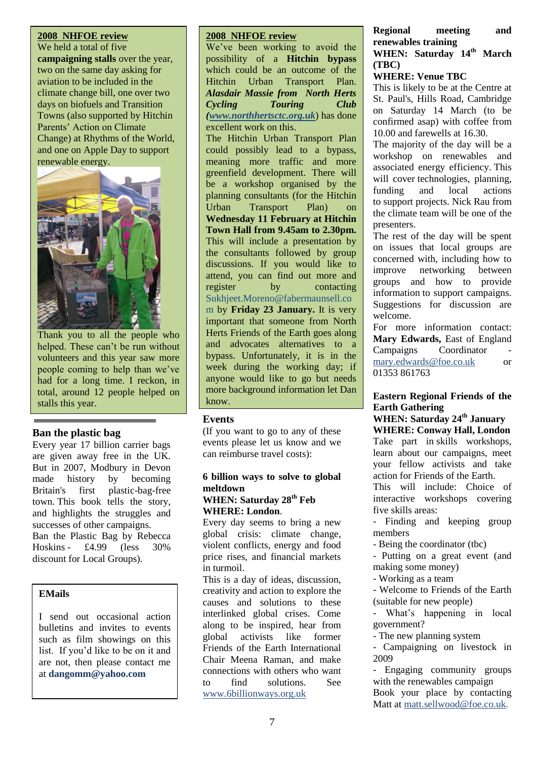## 2008 NHFOE review

We held a total of five **campaigning stalls** over the year, two on the same day asking for aviation to be included in the climate change bill, one over two days on biofuels and Transition Towns (also supported by Hitchin Parents' Action on Climate Change) at Rhythms of the World, and one on Apple Day to support renewable energy.

Thank you to all the people who helped. These can't be run without volunteers and this year saw more people coming to help than we've had for a long time. I reckon, in total, around 12 people helped on stalls this year.

## Ban the plastic bag

Every year 17 billion carrier bags are given away free in the UK. But in 2007, Modbury in Devon made history by becoming Britain's first plastic-bag-free town. This book tells the story, and highlights the struggles and successes of other campaigns.

Ban the Plastic Bag by Rebecca Hoskins - £4.99 (less 30% discount for Local Groups).

## EMails

I send out occasional action bulletins and invites to events such as film showings on this list. If you'd like to be on it and are not, then please contact me at **dangomm@yahoo.com**

## 2008 NHFOE review

We've been working to avoid the possibility of a **Hitchin bypass** which could be an outcome of the Hitchin Urban Transport Plan. ***Alasdair Massie from North Herts Cycling Touring Club*** *(www.northhertsctc.org.uk)* has done excellent work on this.

The Hitchin Urban Transport Plan could possibly lead to a bypass, meaning more traffic and more greenfield development. There will be a workshop organised by the planning consultants (for the Hitchin Urban Transport Plan) on **Wednesday 11 February at Hitchin Town Hall from 9.45am to 2.30pm.** This will include a presentation by the consultants followed by group discussions. If you would like to attend, you can find out more and register by contacting Sukhjeet.Moreno@fabermaunsell.com by **Friday 23 January.** It is very important that someone from North Herts Friends of the Earth goes along and advocates alternatives to a bypass. Unfortunately, it is in the week during the working day; if anyone would like to go but needs more background information let Dan know.

## Events

(If you want to go to any of these events please let us know and we can reimburse travel costs):

### 6 billion ways to solve to global meltdown

**WHEN: Saturday 28th Feb**
**WHERE: London**.

Every day seems to bring a new global crisis: climate change, violent conflicts, energy and food price rises, and financial markets in turmoil.

This is a day of ideas, discussion, creativity and action to explore the causes and solutions to these interlinked global crises. Come along to be inspired, hear from global activists like former Friends of the Earth International Chair Meena Raman, and make connections with others who want to find solutions. See www.6billionways.org.uk

### Regional meeting and renewables training

**WHEN: Saturday 14th March (TBC)**
**WHERE: Venue TBC**

This is likely to be at the Centre at St. Paul's, Hills Road, Cambridge on Saturday 14 March (to be confirmed asap) with coffee from 10.00 and farewells at 16.30.

The majority of the day will be a workshop on renewables and associated energy efficiency. This will cover technologies, planning, funding and local actions to support projects. Nick Rau from the climate team will be one of the presenters.

The rest of the day will be spent on issues that local groups are concerned with, including how to improve networking between groups and how to provide information to support campaigns. Suggestions for discussion are welcome.

For more information contact: **Mary Edwards,** East of England Campaigns Coordinator - mary.edwards@foe.co.uk or 01353 861763

### Eastern Regional Friends of the Earth Gathering

**WHEN: Saturday 24th January**
**WHERE: Conway Hall, London**

Take part in skills workshops, learn about our campaigns, meet your fellow activists and take action for Friends of the Earth.

This will include: Choice of interactive workshops covering five skills areas:

- Finding and keeping group members
- Being the coordinator (tbc)
- Putting on a great event (and making some money)
- Working as a team
- Welcome to Friends of the Earth (suitable for new people)
- What's happening in local government?
- The new planning system
- Campaigning on livestock in 2009
- Engaging community groups with the renewables campaign

Book your place by contacting Matt at matt.sellwood@foe.co.uk.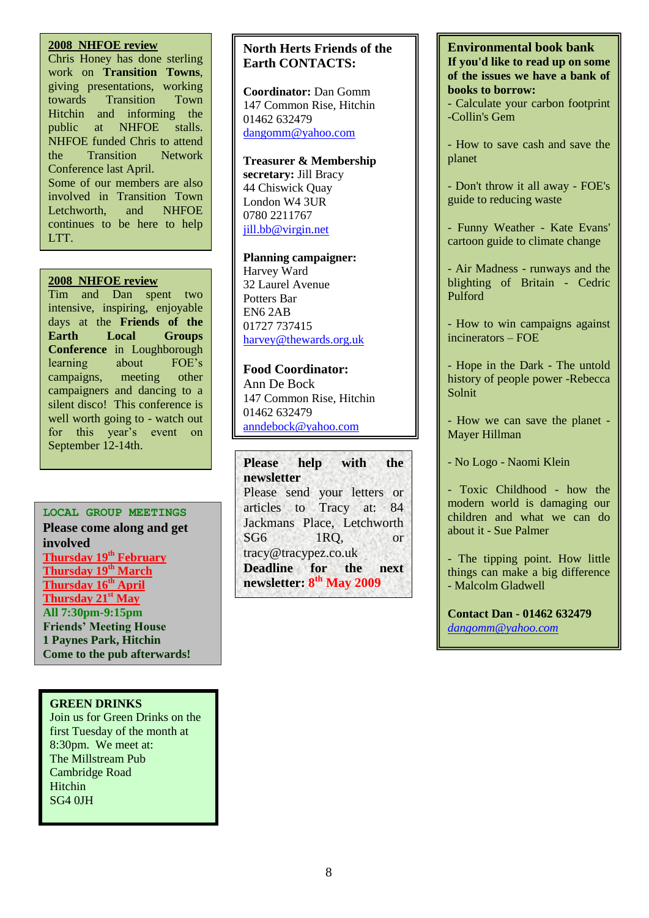## 2008 NHFOE review

Chris Honey has done sterling work on **Transition Towns**, giving presentations, working towards Transition Town Hitchin and informing the public at NHFOE stalls. NHFOE funded Chris to attend the Transition Network Conference last April.

Some of our members are also involved in Transition Town Letchworth, and NHFOE continues to be here to help LTT.

## 2008 NHFOE review

Tim and Dan spent two intensive, inspiring, enjoyable days at the **Friends of the Earth Local Groups Conference** in Loughborough learning about FOE's campaigns, meeting other campaigners and dancing to a silent disco! This conference is well worth going to - watch out for this year's event on September 12-14th.

## LOCAL GROUP MEETINGS

**Please come along and get involved**

**Thursday 19th February**
**Thursday 19th March**
**Thursday 16th April**
**Thursday 21st May**
**All 7:30pm-9:15pm**
**Friends' Meeting House**
**1 Paynes Park, Hitchin**
**Come to the pub afterwards!**

## GREEN DRINKS

Join us for Green Drinks on the first Tuesday of the month at 8:30pm. We meet at:
The Millstream Pub
Cambridge Road
Hitchin
SG4 0JH

## North Herts Friends of the Earth CONTACTS:

**Coordinator:** Dan Gomm
147 Common Rise, Hitchin
01462 632479
dangomm@yahoo.com

**Treasurer & Membership secretary:** Jill Bracy
44 Chiswick Quay
London W4 3UR
0780 2211767
jill.bb@virgin.net

**Planning campaigner:**
Harvey Ward
32 Laurel Avenue
Potters Bar
EN6 2AB
01727 737415
harvey@thewards.org.uk

**Food Coordinator:**
Ann De Bock
147 Common Rise, Hitchin
01462 632479
anndebock@yahoo.com

**Please help with the newsletter**

Please send your letters or articles to Tracy at: 84 Jackmans Place, Letchworth SG6 1RQ, or tracy@tracypez.co.uk

**Deadline for the next newsletter: 8th May 2009**

## Environmental book bank

**If you'd like to read up on some of the issues we have a bank of books to borrow:**

- Calculate your carbon footprint -Collin's Gem
- How to save cash and save the planet
- Don't throw it all away - FOE's guide to reducing waste
- Funny Weather - Kate Evans' cartoon guide to climate change
- Air Madness - runways and the blighting of Britain - Cedric Pulford
- How to win campaigns against incinerators – FOE
- Hope in the Dark - The untold history of people power -Rebecca Solnit
- How we can save the planet - Mayer Hillman
- No Logo - Naomi Klein
- Toxic Childhood - how the modern world is damaging our children and what we can do about it - Sue Palmer
- The tipping point. How little things can make a big difference - Malcolm Gladwell

**Contact Dan - 01462 632479**
*dangomm@yahoo.com*